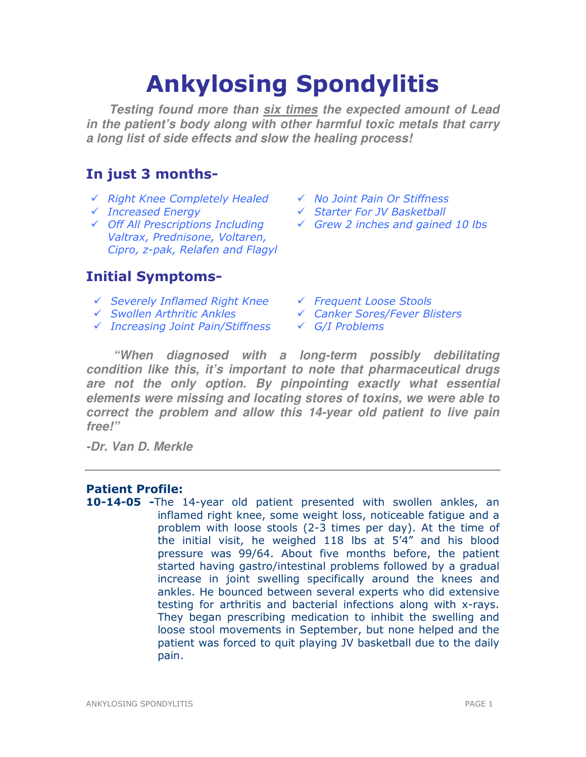# Ankylosing Spondylitis

***Testing found more than <u>six times</u> the expected amount of Lead in the patient's body along with other harmful toxic metals that carry a long list of side effects and slow the healing process!***

## In just 3 months-

- ✓ *Right Knee Completely Healed*
- ✓ *Increased Energy*
- ✓ *Off All Prescriptions Including Valtrax, Prednisone, Voltaren, Cipro, z-pak, Relafen and Flagyl*
- ✓ *No Joint Pain Or Stiffness*
- ✓ *Starter For JV Basketball*
- ✓ *Grew 2 inches and gained 10 lbs*

## Initial Symptoms-

- ✓ *Severely Inflamed Right Knee*
- ✓ *Swollen Arthritic Ankles*
- ✓ *Increasing Joint Pain/Stiffness*
- ✓ *Frequent Loose Stools*
- ✓ *Canker Sores/Fever Blisters*
- ✓ *G/I Problems*

***"When diagnosed with a long-term possibly debilitating condition like this, it's important to note that pharmaceutical drugs are not the only option. By pinpointing exactly what essential elements were missing and locating stores of toxins, we were able to correct the problem and allow this 14-year old patient to live pain free!"***

***-Dr. Van D. Merkle***

---

### Patient Profile:

**10-14-05 -** The 14-year old patient presented with swollen ankles, an inflamed right knee, some weight loss, noticeable fatigue and a problem with loose stools (2-3 times per day). At the time of the initial visit, he weighed 118 lbs at 5'4" and his blood pressure was 99/64. About five months before, the patient started having gastro/intestinal problems followed by a gradual increase in joint swelling specifically around the knees and ankles. He bounced between several experts who did extensive testing for arthritis and bacterial infections along with x-rays. They began prescribing medication to inhibit the swelling and loose stool movements in September, but none helped and the patient was forced to quit playing JV basketball due to the daily pain.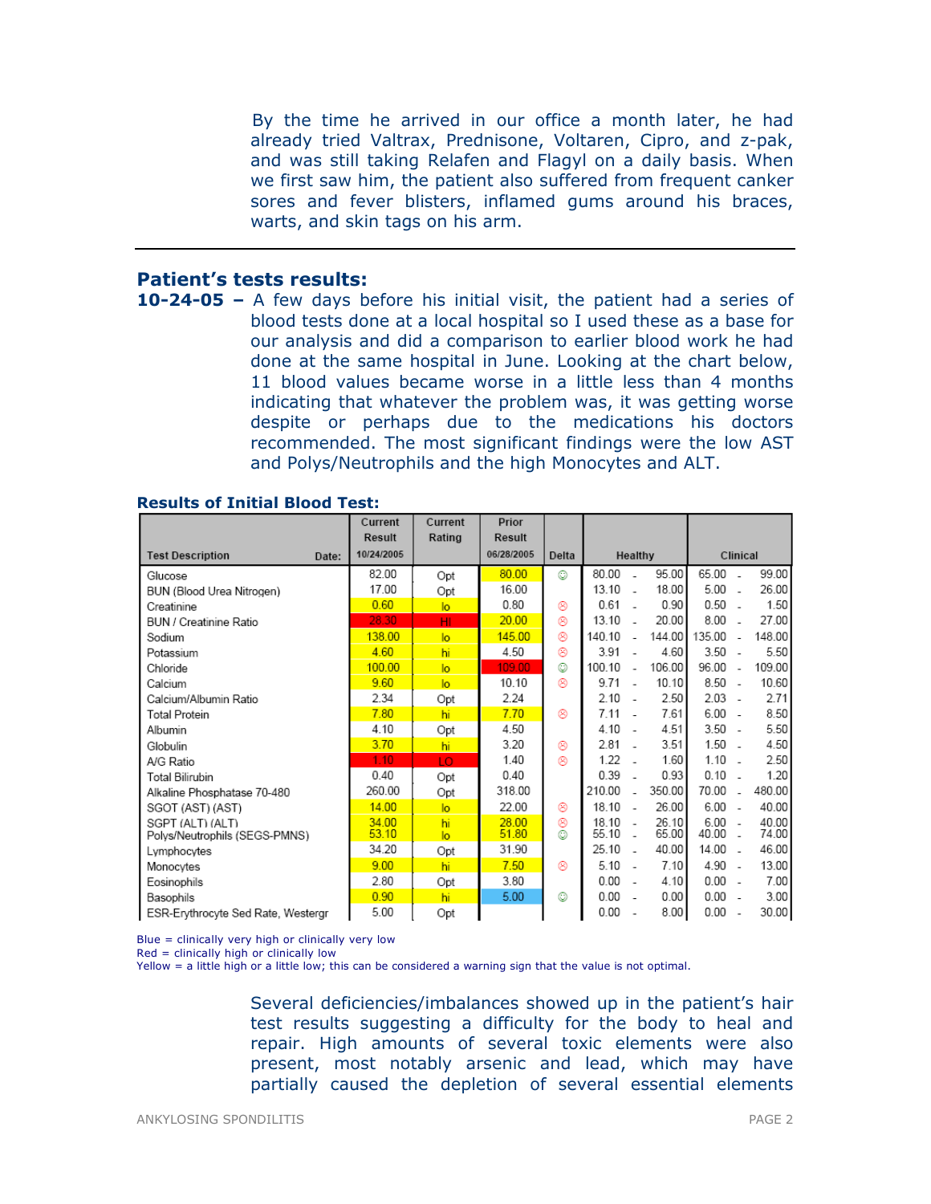By the time he arrived in our office a month later, he had already tried Valtrax, Prednisone, Voltaren, Cipro, and z-pak, and was still taking Relafen and Flagyl on a daily basis. When we first saw him, the patient also suffered from frequent canker sores and fever blisters, inflamed gums around his braces, warts, and skin tags on his arm.

---

## Patient's tests results:

**10-24-05 –** A few days before his initial visit, the patient had a series of blood tests done at a local hospital so I used these as a base for our analysis and did a comparison to earlier blood work he had done at the same hospital in June. Looking at the chart below, 11 blood values became worse in a little less than 4 months indicating that whatever the problem was, it was getting worse despite or perhaps due to the medications his doctors recommended. The most significant findings were the low AST and Polys/Neutrophils and the high Monocytes and ALT.

### Results of Initial Blood Test:

| Test Description | Current Result 10/24/2005 | Current Rating | Prior Result 06/28/2005 | Delta | Healthy | Clinical |
|---|---|---|---|---|---|---|
| Glucose | 82.00 | Opt | 80.00 | ☺ | 80.00 - 95.00 | 65.00 - 99.00 |
| BUN (Blood Urea Nitrogen) | 17.00 | Opt | 16.00 | | 13.10 - 18.00 | 5.00 - 26.00 |
| Creatinine | 0.60 | lo | 0.80 | ☹ | 0.61 - 0.90 | 0.50 - 1.50 |
| BUN / Creatinine Ratio | 28.30 | HI | 20.00 | ☹ | 13.10 - 20.00 | 8.00 - 27.00 |
| Sodium | 138.00 | lo | 145.00 | ☹ | 140.10 - 144.00 | 135.00 - 148.00 |
| Potassium | 4.60 | hi | 4.50 | ☹ | 3.91 - 4.60 | 3.50 - 5.50 |
| Chloride | 100.00 | lo | 109.00 | ☺ | 100.10 - 106.00 | 96.00 - 109.00 |
| Calcium | 9.60 | lo | 10.10 | ☹ | 9.71 - 10.10 | 8.50 - 10.60 |
| Calcium/Albumin Ratio | 2.34 | Opt | 2.24 | | 2.10 - 2.50 | 2.03 - 2.71 |
| Total Protein | 7.80 | hi | 7.70 | ☹ | 7.11 - 7.61 | 6.00 - 8.50 |
| Albumin | 4.10 | Opt | 4.50 | | 4.10 - 4.51 | 3.50 - 5.50 |
| Globulin | 3.70 | hi | 3.20 | ☹ | 2.81 - 3.51 | 1.50 - 4.50 |
| A/G Ratio | 1.10 | LO | 1.40 | ☹ | 1.22 - 1.60 | 1.10 - 2.50 |
| Total Bilirubin | 0.40 | Opt | 0.40 | | 0.39 - 0.93 | 0.10 - 1.20 |
| Alkaline Phosphatase 70-480 | 260.00 | Opt | 318.00 | | 210.00 - 350.00 | 70.00 - 480.00 |
| SGOT (AST) (AST) | 14.00 | lo | 22.00 | ☹ | 18.10 - 26.00 | 6.00 - 40.00 |
| SGPT (ALT) (ALT) | 34.00 | hi | 28.00 | ☹ | 18.10 - 26.10 | 6.00 - 40.00 |
| Polys/Neutrophils (SEGS-PMNS) | 53.10 | lo | 51.80 | ☺ | 55.10 - 65.00 | 40.00 - 74.00 |
| Lymphocytes | 34.20 | Opt | 31.90 | | 25.10 - 40.00 | 14.00 - 46.00 |
| Monocytes | 9.00 | hi | 7.50 | ☹ | 5.10 - 7.10 | 4.90 - 13.00 |
| Eosinophils | 2.80 | Opt | 3.80 | | 0.00 - 4.10 | 0.00 - 7.00 |
| Basophils | 0.90 | hi | 5.00 | ☺ | 0.00 - 0.00 | 0.00 - 3.00 |
| ESR-Erythrocyte Sed Rate, Westergr | 5.00 | Opt | | | 0.00 - 8.00 | 0.00 - 30.00 |

Blue = clinically very high or clinically very low
Red = clinically high or clinically low
Yellow = a little high or a little low; this can be considered a warning sign that the value is not optimal.

Several deficiencies/imbalances showed up in the patient's hair test results suggesting a difficulty for the body to heal and repair. High amounts of several toxic elements were also present, most notably arsenic and lead, which may have partially caused the depletion of several essential elements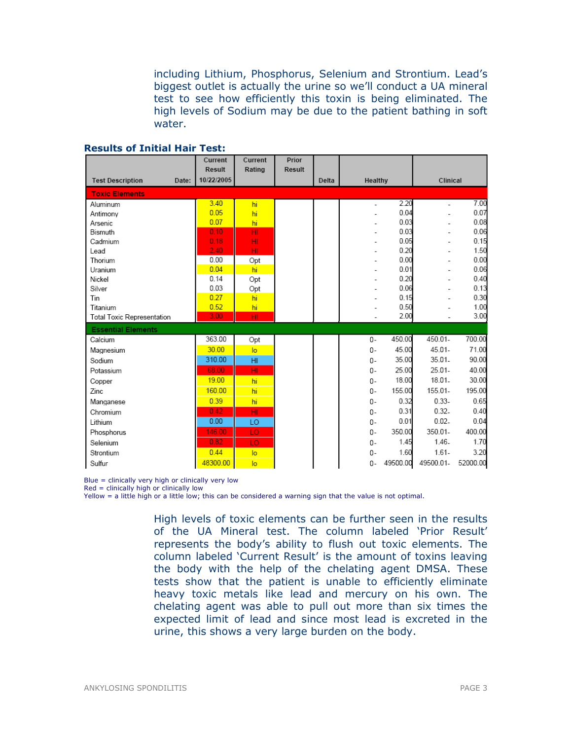including Lithium, Phosphorus, Selenium and Strontium. Lead's biggest outlet is actually the urine so we'll conduct a UA mineral test to see how efficiently this toxin is being eliminated. The high levels of Sodium may be due to the patient bathing in soft water.

**Results of Initial Hair Test:**

| Test Description | Current Result (Date: 10/22/2005) | Current Rating | Prior Result | Delta | Healthy | Clinical |
|---|---|---|---|---|---|---|
| **Toxic Elements** | | | | | | |
| Aluminum | 3.40 | hi | | | - 2.20 | - 7.00 |
| Antimony | 0.05 | hi | | | - 0.04 | - 0.07 |
| Arsenic | 0.07 | hi | | | - 0.03 | - 0.08 |
| Bismuth | 0.10 | HI | | | - 0.03 | - 0.06 |
| Cadmium | 0.18 | HI | | | - 0.05 | - 0.15 |
| Lead | 2.40 | HI | | | - 0.20 | - 1.50 |
| Thorium | 0.00 | Opt | | | - 0.00 | - 0.00 |
| Uranium | 0.04 | hi | | | - 0.01 | - 0.06 |
| Nickel | 0.14 | Opt | | | - 0.20 | - 0.40 |
| Silver | 0.03 | Opt | | | - 0.06 | - 0.13 |
| Tin | 0.27 | hi | | | - 0.15 | - 0.30 |
| Titanium | 0.52 | hi | | | - 0.50 | - 1.00 |
| Total Toxic Representation | 3.00 | HI | | | - 2.00 | - 3.00 |
| **Essential Elements** | | | | | | |
| Calcium | 363.00 | Opt | | | 0- 450.00 | 450.01- 700.00 |
| Magnesium | 30.00 | lo | | | 0- 45.00 | 45.01- 71.00 |
| Sodium | 310.00 | HI | | | 0- 35.00 | 35.01- 90.00 |
| Potassium | 68.00 | HI | | | 0- 25.00 | 25.01- 40.00 |
| Copper | 19.00 | hi | | | 0- 18.00 | 18.01- 30.00 |
| Zinc | 160.00 | hi | | | 0- 155.00 | 155.01- 195.00 |
| Manganese | 0.39 | hi | | | 0- 0.32 | 0.33- 0.65 |
| Chromium | 0.42 | HI | | | 0- 0.31 | 0.32- 0.40 |
| Lithium | 0.00 | LO | | | 0- 0.01 | 0.02- 0.04 |
| Phosphorus | 146.00 | LO | | | 0- 350.00 | 350.01- 400.00 |
| Selenium | 0.82 | LO | | | 0- 1.45 | 1.46- 1.70 |
| Strontium | 0.44 | lo | | | 0- 1.60 | 1.61- 3.20 |
| Sulfur | 48300.00 | lo | | | 0- 49500.00 | 49500.01- 52000.00 |

Blue = clinically very high or clinically very low
Red = clinically high or clinically low
Yellow = a little high or a little low; this can be considered a warning sign that the value is not optimal.

High levels of toxic elements can be further seen in the results of the UA Mineral test. The column labeled 'Prior Result' represents the body's ability to flush out toxic elements. The column labeled 'Current Result' is the amount of toxins leaving the body with the help of the chelating agent DMSA. These tests show that the patient is unable to efficiently eliminate heavy toxic metals like lead and mercury on his own. The chelating agent was able to pull out more than six times the expected limit of lead and since most lead is excreted in the urine, this shows a very large burden on the body.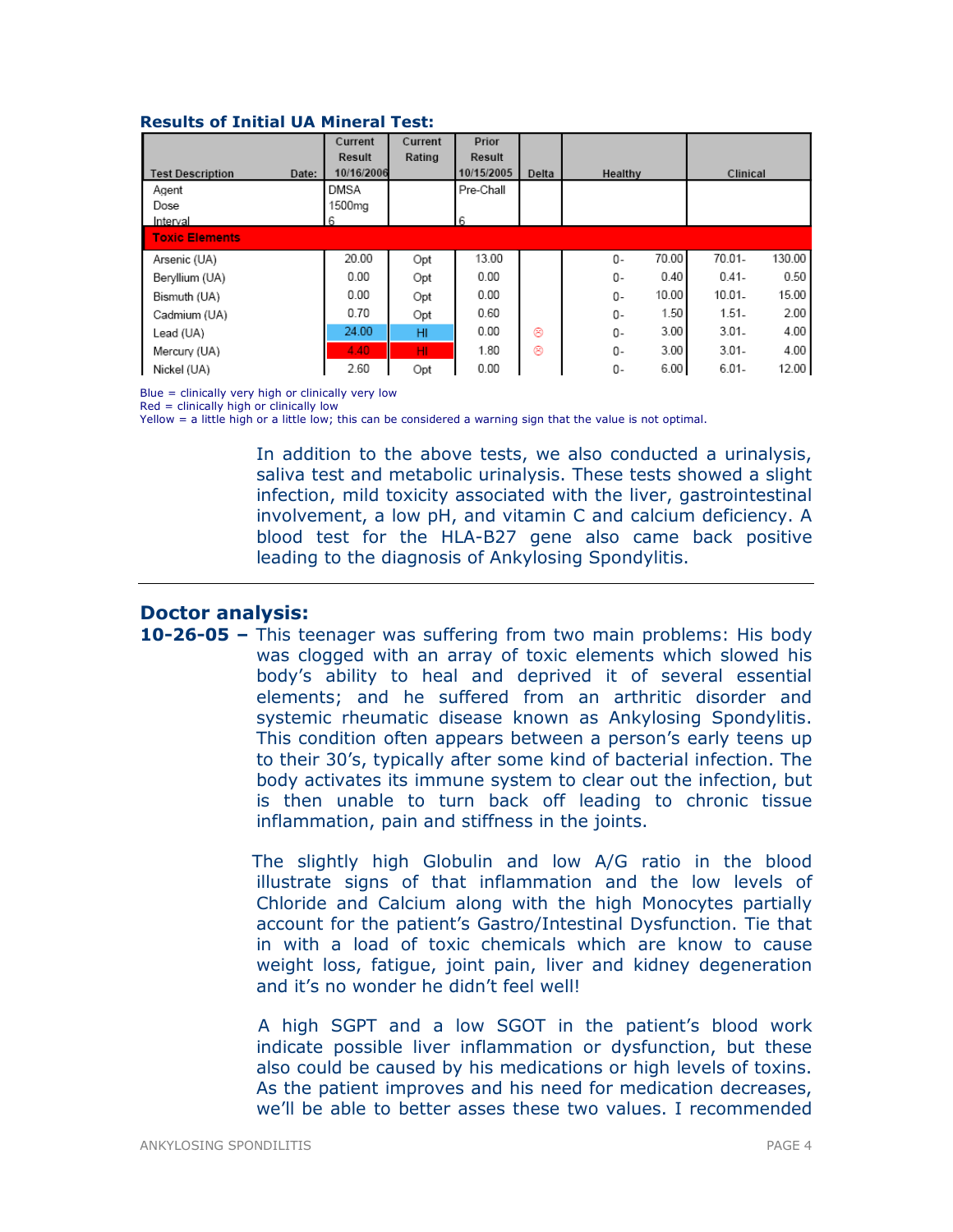### Results of Initial UA Mineral Test:

| Test Description | Date: | Current Result 10/16/2006 | Current Rating | Prior Result 10/15/2005 | Delta | Healthy | | Clinical | |
|---|---|---|---|---|---|---|---|---|---|
| Agent | | DMSA | | Pre-Chall | | | | | |
| Dose | | 1500mg | | | | | | | |
| Interval | | 6 | | 6 | | | | | |
| **Toxic Elements** | | | | | | | | | |
| Arsenic (UA) | | 20.00 | Opt | 13.00 | | 0- | 70.00 | 70.01- | 130.00 |
| Beryllium (UA) | | 0.00 | Opt | 0.00 | | 0- | 0.40 | 0.41- | 0.50 |
| Bismuth (UA) | | 0.00 | Opt | 0.00 | | 0- | 10.00 | 10.01- | 15.00 |
| Cadmium (UA) | | 0.70 | Opt | 0.60 | | 0- | 1.50 | 1.51- | 2.00 |
| Lead (UA) | | 24.00 | HI | 0.00 | ☹ | 0- | 3.00 | 3.01- | 4.00 |
| Mercury (UA) | | 4.40 | HI | 1.80 | ☹ | 0- | 3.00 | 3.01- | 4.00 |
| Nickel (UA) | | 2.60 | Opt | 0.00 | | 0- | 6.00 | 6.01- | 12.00 |

Blue = clinically very high or clinically very low
Red = clinically high or clinically low
Yellow = a little high or a little low; this can be considered a warning sign that the value is not optimal.

In addition to the above tests, we also conducted a urinalysis, saliva test and metabolic urinalysis. These tests showed a slight infection, mild toxicity associated with the liver, gastrointestinal involvement, a low pH, and vitamin C and calcium deficiency. A blood test for the HLA-B27 gene also came back positive leading to the diagnosis of Ankylosing Spondylitis.

---

## Doctor analysis:

**10-26-05 –** This teenager was suffering from two main problems: His body was clogged with an array of toxic elements which slowed his body's ability to heal and deprived it of several essential elements; and he suffered from an arthritic disorder and systemic rheumatic disease known as Ankylosing Spondylitis. This condition often appears between a person's early teens up to their 30's, typically after some kind of bacterial infection. The body activates its immune system to clear out the infection, but is then unable to turn back off leading to chronic tissue inflammation, pain and stiffness in the joints.

The slightly high Globulin and low A/G ratio in the blood illustrate signs of that inflammation and the low levels of Chloride and Calcium along with the high Monocytes partially account for the patient's Gastro/Intestinal Dysfunction. Tie that in with a load of toxic chemicals which are know to cause weight loss, fatigue, joint pain, liver and kidney degeneration and it's no wonder he didn't feel well!

A high SGPT and a low SGOT in the patient's blood work indicate possible liver inflammation or dysfunction, but these also could be caused by his medications or high levels of toxins. As the patient improves and his need for medication decreases, we'll be able to better asses these two values. I recommended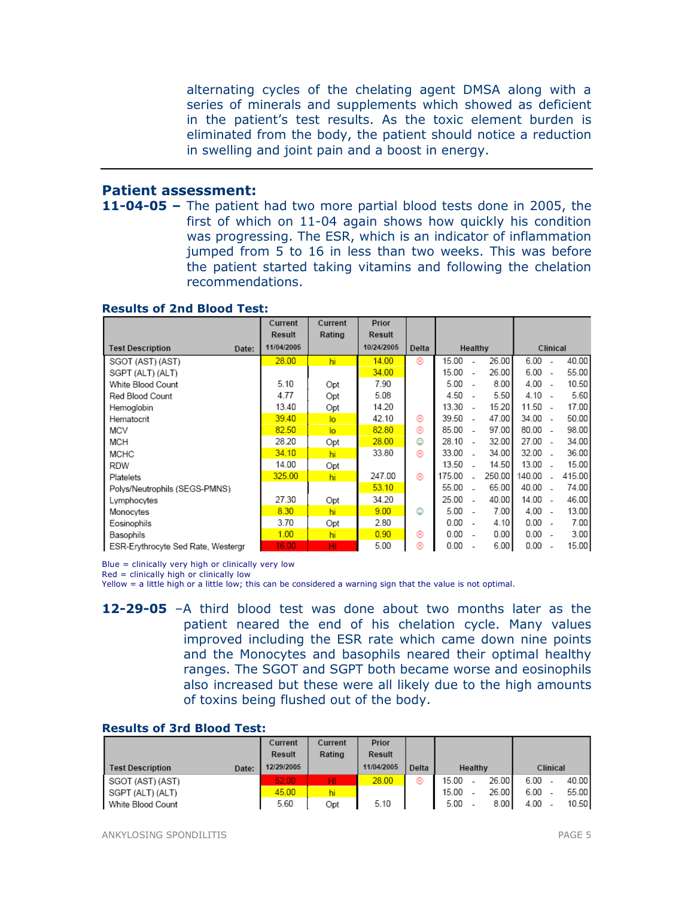alternating cycles of the chelating agent DMSA along with a series of minerals and supplements which showed as deficient in the patient's test results. As the toxic element burden is eliminated from the body, the patient should notice a reduction in swelling and joint pain and a boost in energy.

---

## Patient assessment:

**11-04-05 –** The patient had two more partial blood tests done in 2005, the first of which on 11-04 again shows how quickly his condition was progressing. The ESR, which is an indicator of inflammation jumped from 5 to 16 in less than two weeks. This was before the patient started taking vitamins and following the chelation recommendations.

### Results of 2nd Blood Test:

| Test Description (Date:) | Current Result 11/04/2005 | Current Rating | Prior Result 10/24/2005 | Delta | Healthy | Clinical |
|---|---|---|---|---|---|---|
| SGOT (AST) (AST) | 28.00 | hi | 14.00 | ☹ | 15.00 - 26.00 | 6.00 - 40.00 |
| SGPT (ALT) (ALT) | | | 34.00 | | 15.00 - 26.00 | 6.00 - 55.00 |
| White Blood Count | 5.10 | Opt | 7.90 | | 5.00 - 8.00 | 4.00 - 10.50 |
| Red Blood Count | 4.77 | Opt | 5.08 | | 4.50 - 5.50 | 4.10 - 5.60 |
| Hemoglobin | 13.40 | Opt | 14.20 | | 13.30 - 15.20 | 11.50 - 17.00 |
| Hematocrit | 39.40 | lo | 42.10 | ☹ | 39.50 - 47.00 | 34.00 - 50.00 |
| MCV | 82.50 | lo | 82.80 | ☹ | 85.00 - 97.00 | 80.00 - 98.00 |
| MCH | 28.20 | Opt | 28.00 | ☺ | 28.10 - 32.00 | 27.00 - 34.00 |
| MCHC | 34.10 | hi | 33.80 | ☹ | 33.00 - 34.00 | 32.00 - 36.00 |
| RDW | 14.00 | Opt | | | 13.50 - 14.50 | 13.00 - 15.00 |
| Platelets | 325.00 | hi | 247.00 | ☹ | 175.00 - 250.00 | 140.00 - 415.00 |
| Polys/Neutrophils (SEGS-PMNS) | | | 53.10 | | 55.00 - 65.00 | 40.00 - 74.00 |
| Lymphocytes | 27.30 | Opt | 34.20 | | 25.00 - 40.00 | 14.00 - 46.00 |
| Monocytes | 8.30 | hi | 9.00 | ☺ | 5.00 - 7.00 | 4.00 - 13.00 |
| Eosinophils | 3.70 | Opt | 2.80 | | 0.00 - 4.10 | 0.00 - 7.00 |
| Basophils | 1.00 | hi | 0.90 | ☹ | 0.00 - 0.00 | 0.00 - 3.00 |
| ESR-Erythrocyte Sed Rate, Westergr | 16.00 | HI | 5.00 | ☹ | 0.00 - 6.00 | 0.00 - 15.00 |

Blue = clinically very high or clinically very low
Red = clinically high or clinically low
Yellow = a little high or a little low; this can be considered a warning sign that the value is not optimal.

**12-29-05** –A third blood test was done about two months later as the patient neared the end of his chelation cycle. Many values improved including the ESR rate which came down nine points and the Monocytes and basophils neared their optimal healthy ranges. The SGOT and SGPT both became worse and eosinophils also increased but these were all likely due to the high amounts of toxins being flushed out of the body.

### Results of 3rd Blood Test:

| Test Description (Date:) | Current Result 12/29/2005 | Current Rating | Prior Result 11/04/2005 | Delta | Healthy | Clinical |
|---|---|---|---|---|---|---|
| SGOT (AST) (AST) | 52.00 | HI | 28.00 | ☹ | 15.00 - 26.00 | 6.00 - 40.00 |
| SGPT (ALT) (ALT) | 45.00 | hi | | | 15.00 - 26.00 | 6.00 - 55.00 |
| White Blood Count | 5.60 | Opt | 5.10 | | 5.00 - 8.00 | 4.00 - 10.50 |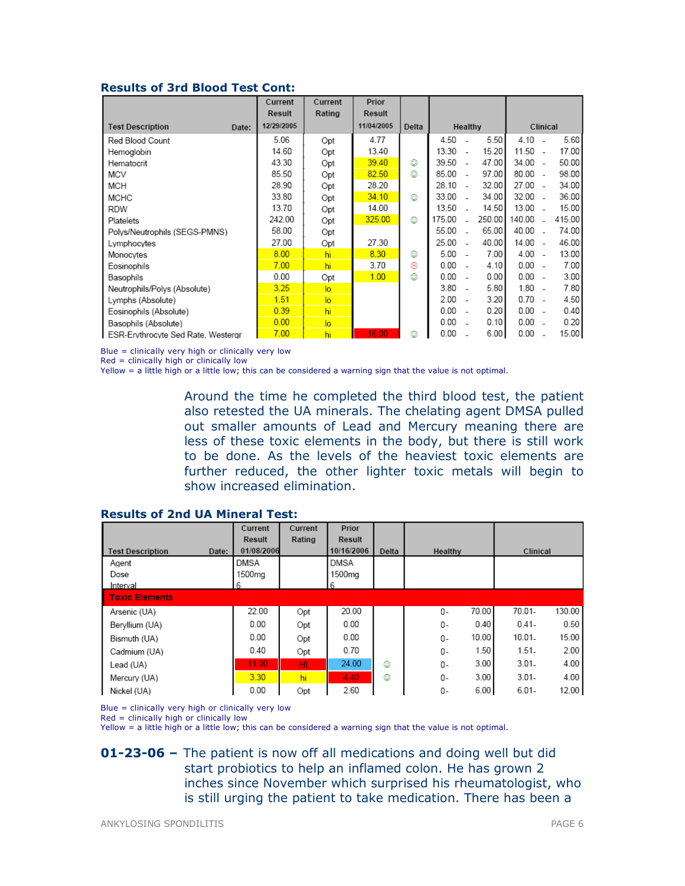### Results of 3rd Blood Test Cont:

| Test Description Date: | Current Result 12/29/2005 | Current Rating | Prior Result 11/04/2005 | Delta | Healthy | Clinical |
|---|---|---|---|---|---|---|
| Red Blood Count | 5.06 | Opt | 4.77 | | 4.50 - 5.50 | 4.10 - 5.60 |
| Hemoglobin | 14.60 | Opt | 13.40 | | 13.30 - 15.20 | 11.50 - 17.00 |
| Hematocrit | 43.30 | Opt | 39.40 | ☺ | 39.50 - 47.00 | 34.00 - 50.00 |
| MCV | 85.50 | Opt | 82.50 | ☺ | 85.00 - 97.00 | 80.00 - 98.00 |
| MCH | 28.90 | Opt | 28.20 | | 28.10 - 32.00 | 27.00 - 34.00 |
| MCHC | 33.80 | Opt | 34.10 | ☺ | 33.00 - 34.00 | 32.00 - 36.00 |
| RDW | 13.70 | Opt | 14.00 | | 13.50 - 14.50 | 13.00 - 15.00 |
| Platelets | 242.00 | Opt | 325.00 | ☺ | 175.00 - 250.00 | 140.00 - 415.00 |
| Polys/Neutrophils (SEGS-PMNS) | 58.00 | Opt | | | 55.00 - 65.00 | 40.00 - 74.00 |
| Lymphocytes | 27.00 | Opt | 27.30 | | 25.00 - 40.00 | 14.00 - 46.00 |
| Monocytes | 8.00 | hi | 8.30 | ☺ | 5.00 - 7.00 | 4.00 - 13.00 |
| Eosinophils | 7.00 | hi | 3.70 | ☹ | 0.00 - 4.10 | 0.00 - 7.00 |
| Basophils | 0.00 | Opt | 1.00 | ☺ | 0.00 - 0.00 | 0.00 - 3.00 |
| Neutrophils/Polys (Absolute) | 3.25 | lo | | | 3.80 - 5.80 | 1.80 - 7.80 |
| Lymphs (Absolute) | 1.51 | lo | | | 2.00 - 3.20 | 0.70 - 4.50 |
| Eosinophils (Absolute) | 0.39 | hi | | | 0.00 - 0.20 | 0.00 - 0.40 |
| Basophils (Absolute) | 0.00 | lo | | | 0.00 - 0.10 | 0.00 - 0.20 |
| ESR-Erythrocyte Sed Rate, Westergr | 7.00 | hi | 16.00 | ☺ | 0.00 - 6.00 | 0.00 - 15.00 |

Blue = clinically very high or clinically very low
Red = clinically high or clinically low
Yellow = a little high or a little low; this can be considered a warning sign that the value is not optimal.

Around the time he completed the third blood test, the patient also retested the UA minerals. The chelating agent DMSA pulled out smaller amounts of Lead and Mercury meaning there are less of these toxic elements in the body, but there is still work to be done. As the levels of the heaviest toxic elements are further reduced, the other lighter toxic metals will begin to show increased elimination.

### Results of 2nd UA Mineral Test:

| Test Description Date: | Current Result 01/08/2006 | Current Rating | Prior Result 10/16/2006 | Delta | Healthy | Clinical |
|---|---|---|---|---|---|---|
| Agent | DMSA | | DMSA | | | |
| Dose | 1500mg | | 1500mg | | | |
| Interval | 6 | | 6 | | | |
| **Toxic Elements** | | | | | | |
| Arsenic (UA) | 22.00 | Opt | 20.00 | | 0- 70.00 | 70.01- 130.00 |
| Beryllium (UA) | 0.00 | Opt | 0.00 | | 0- 0.40 | 0.41- 0.50 |
| Bismuth (UA) | 0.00 | Opt | 0.00 | | 0- 10.00 | 10.01- 15.00 |
| Cadmium (UA) | 0.40 | Opt | 0.70 | | 0- 1.50 | 1.51- 2.00 |
| Lead (UA) | 11.00 | HI | 24.00 | ☺ | 0- 3.00 | 3.01- 4.00 |
| Mercury (UA) | 3.30 | hi | 4.40 | ☺ | 0- 3.00 | 3.01- 4.00 |
| Nickel (UA) | 0.00 | Opt | 2.60 | | 0- 6.00 | 6.01- 12.00 |

Blue = clinically very high or clinically very low
Red = clinically high or clinically low
Yellow = a little high or a little low; this can be considered a warning sign that the value is not optimal.

**01-23-06 –** The patient is now off all medications and doing well but did start probiotics to help an inflamed colon. He has grown 2 inches since November which surprised his rheumatologist, who is still urging the patient to take medication. There has been a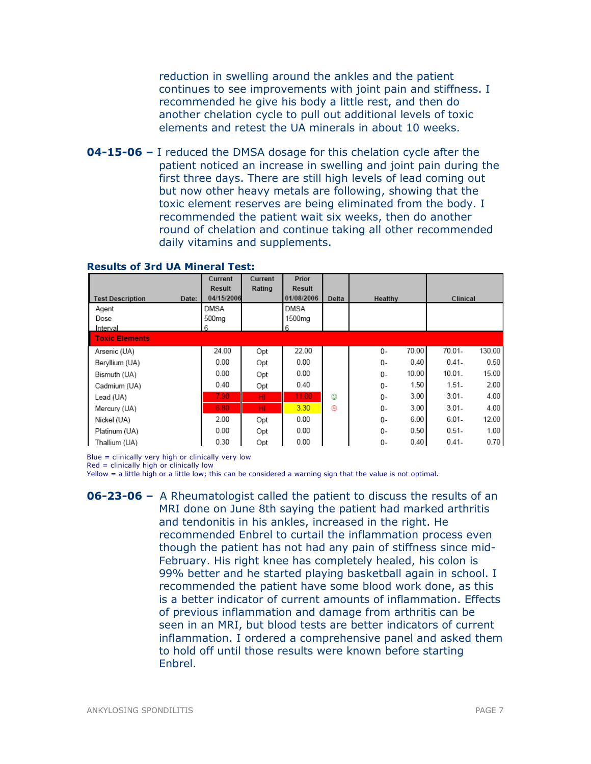reduction in swelling around the ankles and the patient continues to see improvements with joint pain and stiffness. I recommended he give his body a little rest, and then do another chelation cycle to pull out additional levels of toxic elements and retest the UA minerals in about 10 weeks.

**04-15-06 –** I reduced the DMSA dosage for this chelation cycle after the patient noticed an increase in swelling and joint pain during the first three days. There are still high levels of lead coming out but now other heavy metals are following, showing that the toxic element reserves are being eliminated from the body. I recommended the patient wait six weeks, then do another round of chelation and continue taking all other recommended daily vitamins and supplements.

**Results of 3rd UA Mineral Test:**

| Test Description Date: | Current Result 04/15/2006 | Current Rating | Prior Result 01/08/2006 | Delta | Healthy | | Clinical | |
|---|---|---|---|---|---|---|---|---|
| Agent | DMSA | | DMSA | | | | | |
| Dose | 500mg | | 1500mg | | | | | |
| Interval | 6 | | 6 | | | | | |
| **Toxic Elements** | | | | | | | | |
| Arsenic (UA) | 24.00 | Opt | 22.00 | | 0- | 70.00 | 70.01- | 130.00 |
| Beryllium (UA) | 0.00 | Opt | 0.00 | | 0- | 0.40 | 0.41- | 0.50 |
| Bismuth (UA) | 0.00 | Opt | 0.00 | | 0- | 10.00 | 10.01- | 15.00 |
| Cadmium (UA) | 0.40 | Opt | 0.40 | | 0- | 1.50 | 1.51- | 2.00 |
| Lead (UA) | 7.90 | HI | 11.00 | ☺ | 0- | 3.00 | 3.01- | 4.00 |
| Mercury (UA) | 6.80 | HI | 3.30 | ☹ | 0- | 3.00 | 3.01- | 4.00 |
| Nickel (UA) | 2.00 | Opt | 0.00 | | 0- | 6.00 | 6.01- | 12.00 |
| Platinum (UA) | 0.00 | Opt | 0.00 | | 0- | 0.50 | 0.51- | 1.00 |
| Thallium (UA) | 0.30 | Opt | 0.00 | | 0- | 0.40 | 0.41- | 0.70 |

Blue = clinically very high or clinically very low
Red = clinically high or clinically low
Yellow = a little high or a little low; this can be considered a warning sign that the value is not optimal.

**06-23-06 –** A Rheumatologist called the patient to discuss the results of an MRI done on June 8th saying the patient had marked arthritis and tendonitis in his ankles, increased in the right. He recommended Enbrel to curtail the inflammation process even though the patient has not had any pain of stiffness since mid-February. His right knee has completely healed, his colon is 99% better and he started playing basketball again in school. I recommended the patient have some blood work done, as this is a better indicator of current amounts of inflammation. Effects of previous inflammation and damage from arthritis can be seen in an MRI, but blood tests are better indicators of current inflammation. I ordered a comprehensive panel and asked them to hold off until those results were known before starting Enbrel.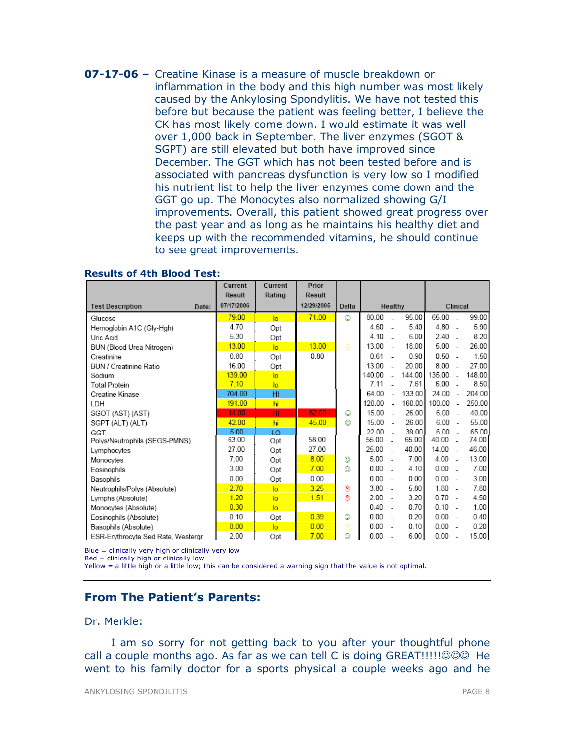**07-17-06 –** Creatine Kinase is a measure of muscle breakdown or inflammation in the body and this high number was most likely caused by the Ankylosing Spondylitis. We have not tested this before but because the patient was feeling better, I believe the CK has most likely come down. I would estimate it was well over 1,000 back in September. The liver enzymes (SGOT & SGPT) are still elevated but both have improved since December. The GGT which has not been tested before and is associated with pancreas dysfunction is very low so I modified his nutrient list to help the liver enzymes come down and the GGT go up. The Monocytes also normalized showing G/I improvements. Overall, this patient showed great progress over the past year and as long as he maintains his healthy diet and keeps up with the recommended vitamins, he should continue to see great improvements.

**Results of 4th Blood Test:**

| Test Description | Current Result 07/17/2006 | Current Rating | Prior Result 12/29/2005 | Delta | Healthy | Clinical |
|---|---|---|---|---|---|---|
| Glucose | 79.00 | lo | 71.00 | ☺ | 80.00 - 95.00 | 65.00 - 99.00 |
| Hemoglobin A1C (Gly-Hgh) | 4.70 | Opt | | | 4.60 - 5.40 | 4.80 - 5.90 |
| Uric Acid | 5.30 | Opt | | | 4.10 - 6.00 | 2.40 - 8.20 |
| BUN (Blood Urea Nitrogen) | 13.00 | lo | 13.00 | 😐 | 13.00 - 18.00 | 5.00 - 26.00 |
| Creatinine | 0.80 | Opt | 0.80 | | 0.61 - 0.90 | 0.50 - 1.50 |
| BUN / Creatinine Ratio | 16.00 | Opt | | | 13.00 - 20.00 | 8.00 - 27.00 |
| Sodium | 139.00 | lo | | | 140.00 - 144.00 | 135.00 - 148.00 |
| Total Protein | 7.10 | lo | | | 7.11 - 7.61 | 6.00 - 8.50 |
| Creatine Kinase | 704.00 | HI | | | 64.00 - 133.00 | 24.00 - 204.00 |
| LDH | 191.00 | hi | | | 120.00 - 160.00 | 100.00 - 250.00 |
| SGOT (AST) (AST) | 44.00 | HI | 52.00 | ☺ | 15.00 - 26.00 | 6.00 - 40.00 |
| SGPT (ALT) (ALT) | 42.00 | hi | 45.00 | ☺ | 15.00 - 26.00 | 6.00 - 55.00 |
| GGT | 5.00 | LO | | | 22.00 - 39.00 | 6.00 - 65.00 |
| Polys/Neutrophils (SEGS-PMNS) | 63.00 | Opt | 58.00 | | 55.00 - 65.00 | 40.00 - 74.00 |
| Lymphocytes | 27.00 | Opt | 27.00 | | 25.00 - 40.00 | 14.00 - 46.00 |
| Monocytes | 7.00 | Opt | 8.00 | ☺ | 5.00 - 7.00 | 4.00 - 13.00 |
| Eosinophils | 3.00 | Opt | 7.00 | ☺ | 0.00 - 4.10 | 0.00 - 7.00 |
| Basophils | 0.00 | Opt | 0.00 | | 0.00 - 0.00 | 0.00 - 3.00 |
| Neutrophils/Polys (Absolute) | 2.70 | lo | 3.25 | ☹ | 3.80 - 5.80 | 1.80 - 7.80 |
| Lymphs (Absolute) | 1.20 | lo | 1.51 | ☹ | 2.00 - 3.20 | 0.70 - 4.50 |
| Monocytes (Absolute) | 0.30 | lo | | | 0.40 - 0.70 | 0.10 - 1.00 |
| Eosinophils (Absolute) | 0.10 | Opt | 0.39 | ☺ | 0.00 - 0.20 | 0.00 - 0.40 |
| Basophils (Absolute) | 0.00 | lo | 0.00 | 😐 | 0.00 - 0.10 | 0.00 - 0.20 |
| ESR-Erythrocyte Sed Rate, Westergr | 2.00 | Opt | 7.00 | ☺ | 0.00 - 6.00 | 0.00 - 15.00 |

Blue = clinically very high or clinically very low
Red = clinically high or clinically low
Yellow = a little high or a little low; this can be considered a warning sign that the value is not optimal.

---

## From The Patient's Parents:

Dr. Merkle:

I am so sorry for not getting back to you after your thoughtful phone call a couple months ago. As far as we can tell C is doing GREAT!!!!!☺☺☺ He went to his family doctor for a sports physical a couple weeks ago and he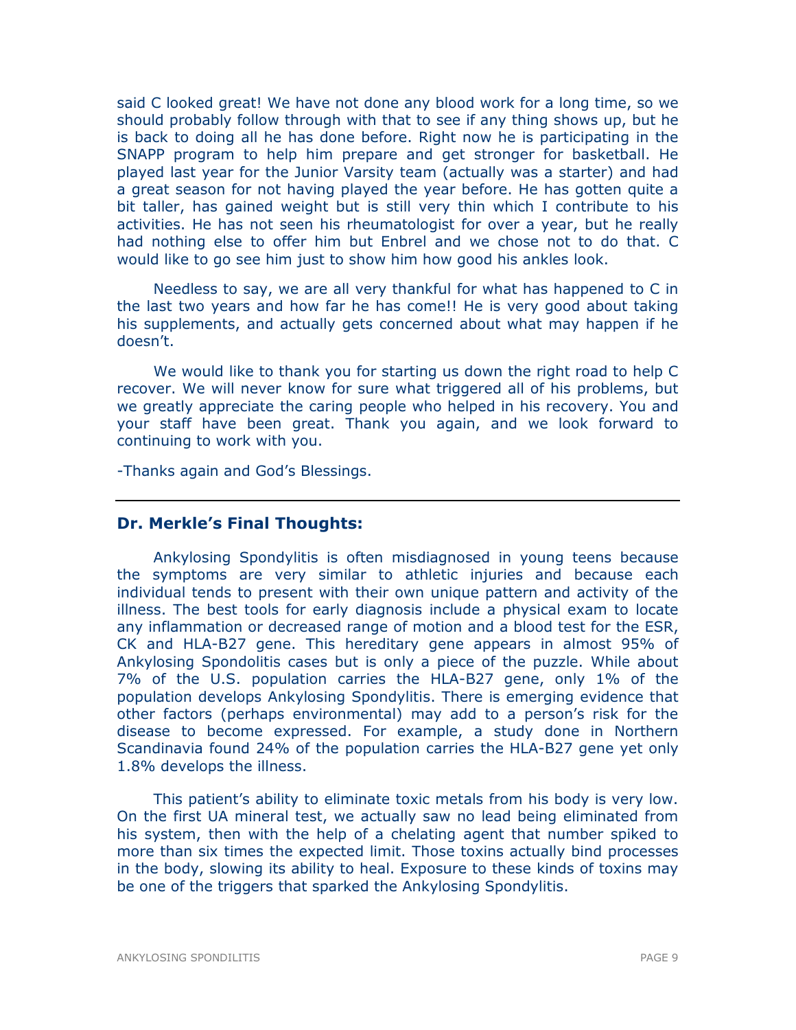said C looked great! We have not done any blood work for a long time, so we should probably follow through with that to see if any thing shows up, but he is back to doing all he has done before. Right now he is participating in the SNAPP program to help him prepare and get stronger for basketball. He played last year for the Junior Varsity team (actually was a starter) and had a great season for not having played the year before. He has gotten quite a bit taller, has gained weight but is still very thin which I contribute to his activities. He has not seen his rheumatologist for over a year, but he really had nothing else to offer him but Enbrel and we chose not to do that. C would like to go see him just to show him how good his ankles look.

Needless to say, we are all very thankful for what has happened to C in the last two years and how far he has come!! He is very good about taking his supplements, and actually gets concerned about what may happen if he doesn't.

We would like to thank you for starting us down the right road to help C recover. We will never know for sure what triggered all of his problems, but we greatly appreciate the caring people who helped in his recovery. You and your staff have been great. Thank you again, and we look forward to continuing to work with you.

-Thanks again and God's Blessings.

---

## Dr. Merkle's Final Thoughts:

Ankylosing Spondylitis is often misdiagnosed in young teens because the symptoms are very similar to athletic injuries and because each individual tends to present with their own unique pattern and activity of the illness. The best tools for early diagnosis include a physical exam to locate any inflammation or decreased range of motion and a blood test for the ESR, CK and HLA-B27 gene. This hereditary gene appears in almost 95% of Ankylosing Spondolitis cases but is only a piece of the puzzle. While about 7% of the U.S. population carries the HLA-B27 gene, only 1% of the population develops Ankylosing Spondylitis. There is emerging evidence that other factors (perhaps environmental) may add to a person's risk for the disease to become expressed. For example, a study done in Northern Scandinavia found 24% of the population carries the HLA-B27 gene yet only 1.8% develops the illness.

This patient's ability to eliminate toxic metals from his body is very low. On the first UA mineral test, we actually saw no lead being eliminated from his system, then with the help of a chelating agent that number spiked to more than six times the expected limit. Those toxins actually bind processes in the body, slowing its ability to heal. Exposure to these kinds of toxins may be one of the triggers that sparked the Ankylosing Spondylitis.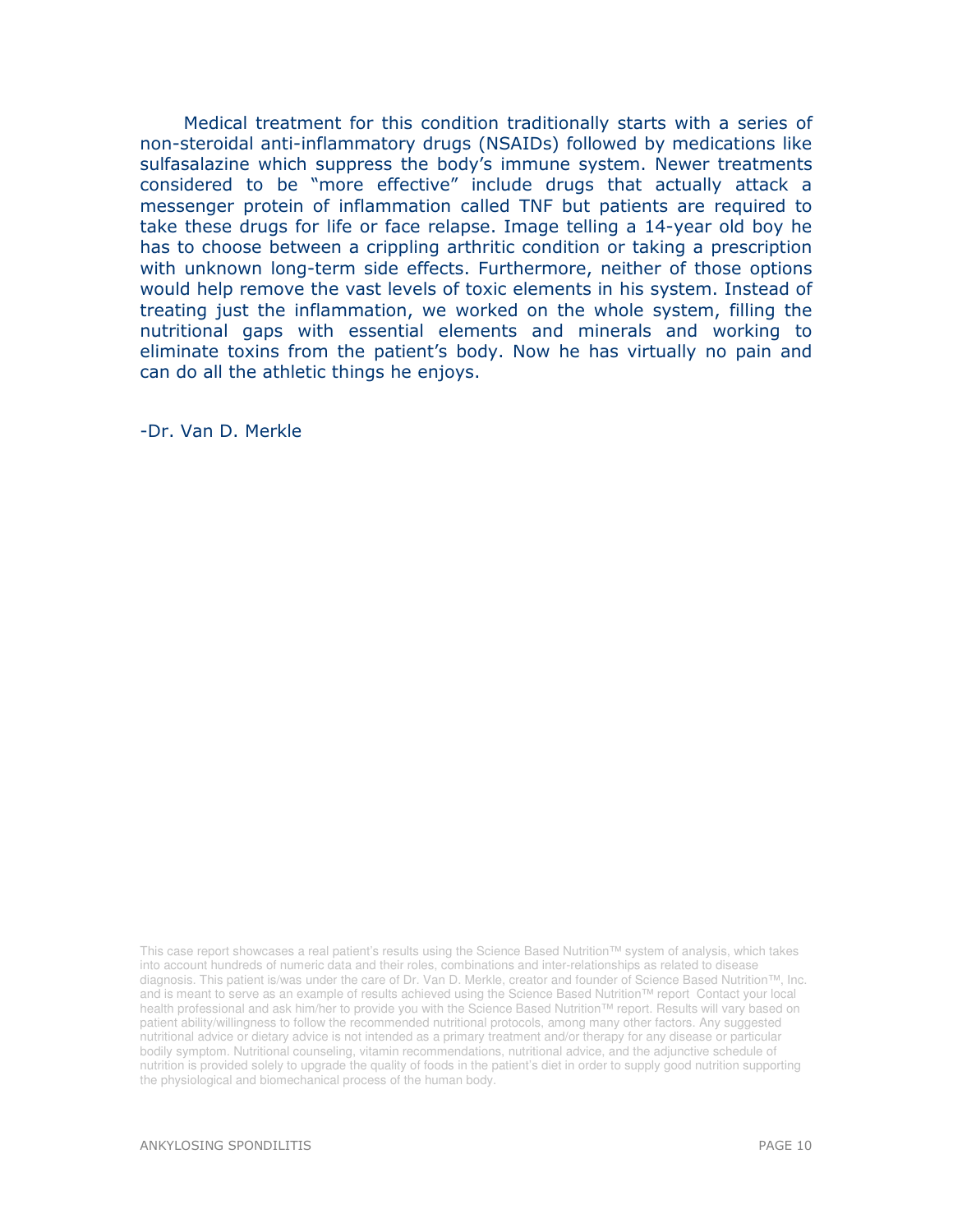Medical treatment for this condition traditionally starts with a series of non-steroidal anti-inflammatory drugs (NSAIDs) followed by medications like sulfasalazine which suppress the body's immune system. Newer treatments considered to be "more effective" include drugs that actually attack a messenger protein of inflammation called TNF but patients are required to take these drugs for life or face relapse. Image telling a 14-year old boy he has to choose between a crippling arthritic condition or taking a prescription with unknown long-term side effects. Furthermore, neither of those options would help remove the vast levels of toxic elements in his system. Instead of treating just the inflammation, we worked on the whole system, filling the nutritional gaps with essential elements and minerals and working to eliminate toxins from the patient's body. Now he has virtually no pain and can do all the athletic things he enjoys.

-Dr. Van D. Merkle

This case report showcases a real patient's results using the Science Based Nutrition™ system of analysis, which takes into account hundreds of numeric data and their roles, combinations and inter-relationships as related to disease diagnosis. This patient is/was under the care of Dr. Van D. Merkle, creator and founder of Science Based Nutrition™, Inc. and is meant to serve as an example of results achieved using the Science Based Nutrition™ report Contact your local health professional and ask him/her to provide you with the Science Based Nutrition™ report. Results will vary based on patient ability/willingness to follow the recommended nutritional protocols, among many other factors. Any suggested nutritional advice or dietary advice is not intended as a primary treatment and/or therapy for any disease or particular bodily symptom. Nutritional counseling, vitamin recommendations, nutritional advice, and the adjunctive schedule of nutrition is provided solely to upgrade the quality of foods in the patient's diet in order to supply good nutrition supporting the physiological and biomechanical process of the human body.